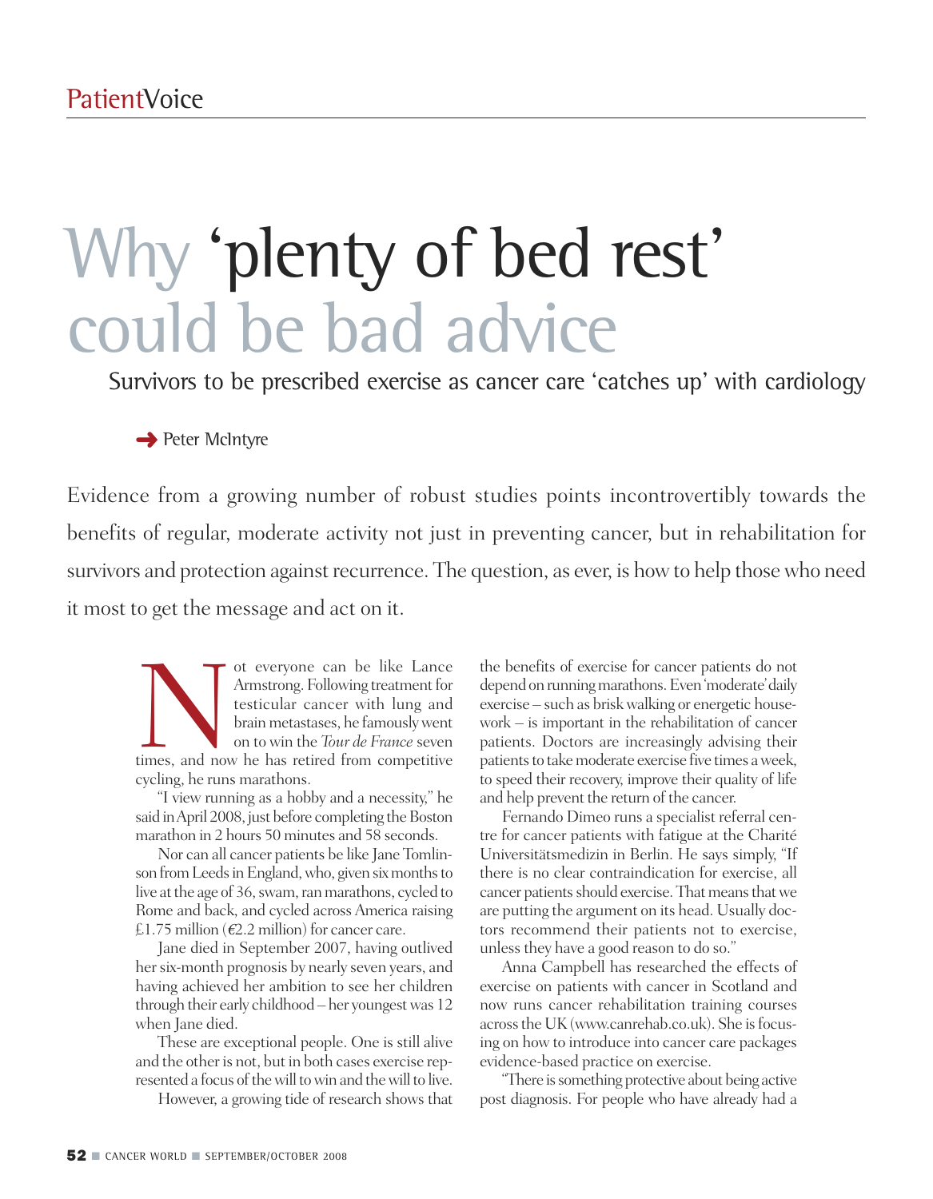PatientVoice

# Why 'plenty of bed rest' could be bad advice

## Survivors to be prescribed exercise as cancer care 'catches up' with cardiology

→ Peter McIntyre

Evidence from a growing number of robust studies points incontrovertibly towards the benefits of regular, moderate activity not just in preventing cancer, but in rehabilitation for survivors and protection against recurrence. The question, as ever, is how to help those who need it most to get the message and act on it.

Not everyone can be like Lance Armstrong. Following treatment for testicular cancer with lung and brain metastases, he famously went on to win the *Tour de France* seven times, and now he has retired from competitive cycling, he runs marathons.

"I view running as a hobby and a necessity," he said in April 2008, just before completing the Boston marathon in 2 hours 50 minutes and 58 seconds.

Nor can all cancer patients be like Jane Tomlinson from Leeds in England, who, given six months to live at the age of 36, swam, ran marathons, cycled to Rome and back, and cycled across America raising £1.75 million (€2.2 million) for cancer care.

Jane died in September 2007, having outlived her six-month prognosis by nearly seven years, and having achieved her ambition to see her children through their early childhood – her youngest was 12 when Jane died.

These are exceptional people. One is still alive and the other is not, but in both cases exercise represented a focus of the will to win and the will to live.

However, a growing tide of research shows that the benefits of exercise for cancer patients do not depend on running marathons. Even 'moderate' daily exercise – such as brisk walking or energetic housework – is important in the rehabilitation of cancer patients. Doctors are increasingly advising their patients to take moderate exercise five times a week, to speed their recovery, improve their quality of life and help prevent the return of the cancer.

Fernando Dimeo runs a specialist referral centre for cancer patients with fatigue at the Charité Universitätsmedizin in Berlin. He says simply, "If there is no clear contraindication for exercise, all cancer patients should exercise. That means that we are putting the argument on its head. Usually doctors recommend their patients not to exercise, unless they have a good reason to do so."

Anna Campbell has researched the effects of exercise on patients with cancer in Scotland and now runs cancer rehabilitation training courses across the UK (www.canrehab.co.uk). She is focusing on how to introduce into cancer care packages evidence-based practice on exercise.

"There is something protective about being active post diagnosis. For people who have already had a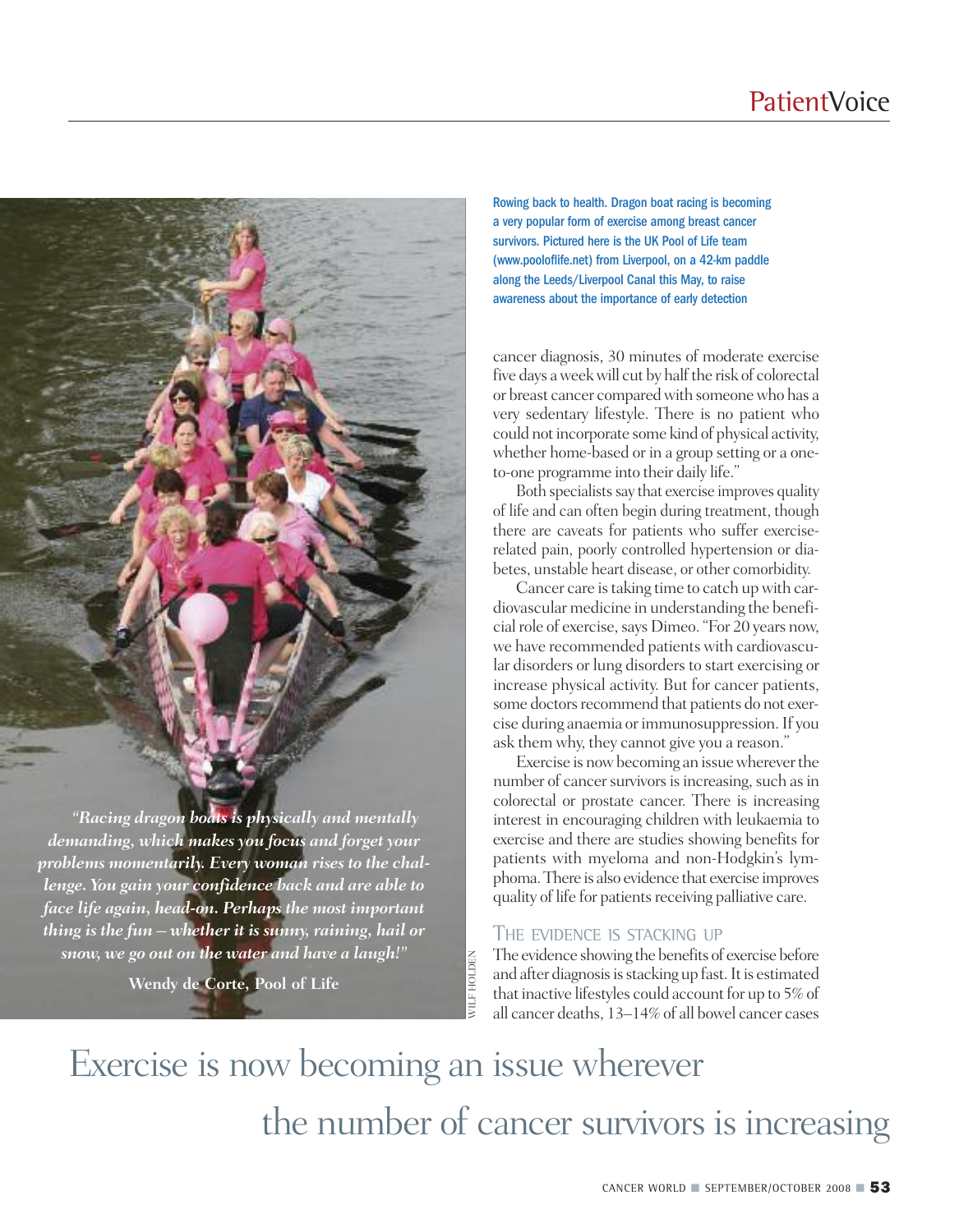Rowing back to health. Dragon boat racing is becoming a very popular form of exercise among breast cancer survivors. Pictured here is the UK Pool of Life team (www.pooloflife.net) from Liverpool, on a 42-km paddle along the Leeds/Liverpool Canal this May, to raise awareness about the importance of early detection

*"Racing dragon boats is physically and mentally demanding, which makes you focus and forget your problems momentarily. Every woman rises to the challenge. You gain your confidence back and are able to face life again, head-on. Perhaps the most important thing is the fun – whether it is sunny, raining, hail or snow, we go out on the water and have a laugh!"*

**Wendy de Corte, Pool of Life**

WILF HOLDEN

cancer diagnosis, 30 minutes of moderate exercise five days a week will cut by half the risk of colorectal or breast cancer compared with someone who has a very sedentary lifestyle. There is no patient who could not incorporate some kind of physical activity, whether home-based or in a group setting or a one-to-one programme into their daily life."

Both specialists say that exercise improves quality of life and can often begin during treatment, though there are caveats for patients who suffer exercise-related pain, poorly controlled hypertension or diabetes, unstable heart disease, or other comorbidity.

Cancer care is taking time to catch up with cardiovascular medicine in understanding the beneficial role of exercise, says Dimeo. "For 20 years now, we have recommended patients with cardiovascular disorders or lung disorders to start exercising or increase physical activity. But for cancer patients, some doctors recommend that patients do not exercise during anaemia or immunosuppression. If you ask them why, they cannot give you a reason."

Exercise is now becoming an issue wherever the number of cancer survivors is increasing, such as in colorectal or prostate cancer. There is increasing interest in encouraging children with leukaemia to exercise and there are studies showing benefits for patients with myeloma and non-Hodgkin's lymphoma. There is also evidence that exercise improves quality of life for patients receiving palliative care.

## The evidence is stacking up

The evidence showing the benefits of exercise before and after diagnosis is stacking up fast. It is estimated that inactive lifestyles could account for up to 5% of all cancer deaths, 13–14% of all bowel cancer cases

Exercise is now becoming an issue wherever the number of cancer survivors is increasing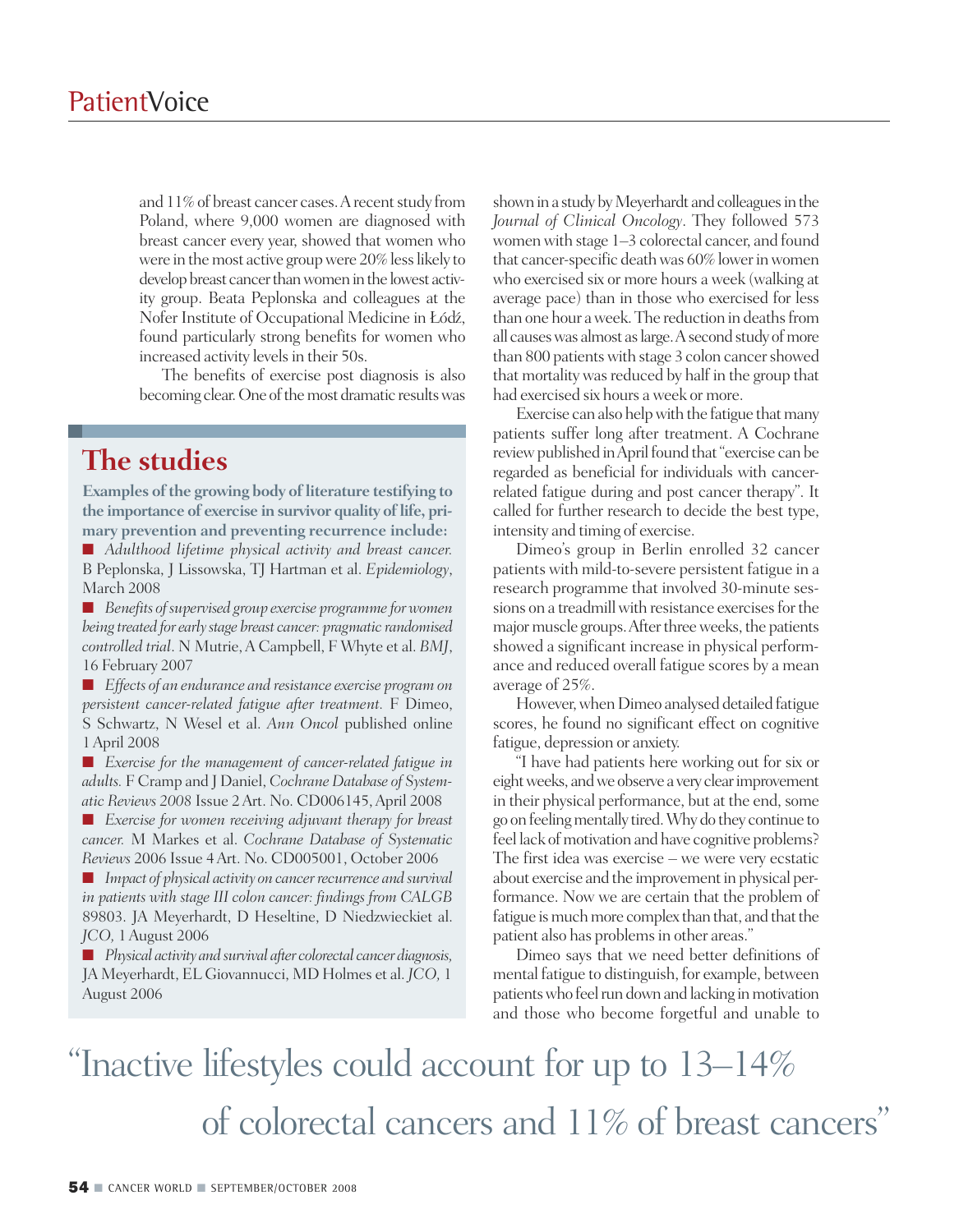and 11% of breast cancer cases. A recent study from Poland, where 9,000 women are diagnosed with breast cancer every year, showed that women who were in the most active group were 20% less likely to develop breast cancer than women in the lowest activity group. Beata Peplonska and colleagues at the Nofer Institute of Occupational Medicine in Łódź, found particularly strong benefits for women who increased activity levels in their 50s.

The benefits of exercise post diagnosis is also becoming clear. One of the most dramatic results was shown in a study by Meyerhardt and colleagues in the *Journal of Clinical Oncology*. They followed 573 women with stage 1–3 colorectal cancer, and found that cancer-specific death was 60% lower in women who exercised six or more hours a week (walking at average pace) than in those who exercised for less than one hour a week. The reduction in deaths from all causes was almost as large. A second study of more than 800 patients with stage 3 colon cancer showed that mortality was reduced by half in the group that had exercised six hours a week or more.

Exercise can also help with the fatigue that many patients suffer long after treatment. A Cochrane review published in April found that "exercise can be regarded as beneficial for individuals with cancer-related fatigue during and post cancer therapy". It called for further research to decide the best type, intensity and timing of exercise.

Dimeo's group in Berlin enrolled 32 cancer patients with mild-to-severe persistent fatigue in a research programme that involved 30-minute sessions on a treadmill with resistance exercises for the major muscle groups. After three weeks, the patients showed a significant increase in physical performance and reduced overall fatigue scores by a mean average of 25%.

However, when Dimeo analysed detailed fatigue scores, he found no significant effect on cognitive fatigue, depression or anxiety.

"I have had patients here working out for six or eight weeks, and we observe a very clear improvement in their physical performance, but at the end, some go on feeling mentally tired. Why do they continue to feel lack of motivation and have cognitive problems? The first idea was exercise – we were very ecstatic about exercise and the improvement in physical performance. Now we are certain that the problem of fatigue is much more complex than that, and that the patient also has problems in other areas."

Dimeo says that we need better definitions of mental fatigue to distinguish, for example, between patients who feel run down and lacking in motivation and those who become forgetful and unable to

## The studies

**Examples of the growing body of literature testifying to the importance of exercise in survivor quality of life, primary prevention and preventing recurrence include:**

- *Adulthood lifetime physical activity and breast cancer.* B Peplonska, J Lissowska, TJ Hartman et al. *Epidemiology*, March 2008
- *Benefits of supervised group exercise programme for women being treated for early stage breast cancer: pragmatic randomised controlled trial*. N Mutrie, A Campbell, F Whyte et al. *BMJ*, 16 February 2007
- *Effects of an endurance and resistance exercise program on persistent cancer-related fatigue after treatment.* F Dimeo, S Schwartz, N Wesel et al. *Ann Oncol* published online 1 April 2008
- *Exercise for the management of cancer-related fatigue in adults.* F Cramp and J Daniel, *Cochrane Database of Systematic Reviews 2008* Issue 2 Art. No. CD006145, April 2008
- *Exercise for women receiving adjuvant therapy for breast cancer.* M Markes et al. *Cochrane Database of Systematic Reviews* 2006 Issue 4 Art. No. CD005001, October 2006
- *Impact of physical activity on cancer recurrence and survival in patients with stage III colon cancer: findings from CALGB 89803*. JA Meyerhardt, D Heseltine, D Niedzwieckiet al. *JCO,* 1 August 2006
- *Physical activity and survival after colorectal cancer diagnosis,* JA Meyerhardt, EL Giovannucci, MD Holmes et al. *JCO,* 1 August 2006

"Inactive lifestyles could account for up to 13–14% of colorectal cancers and 11% of breast cancers"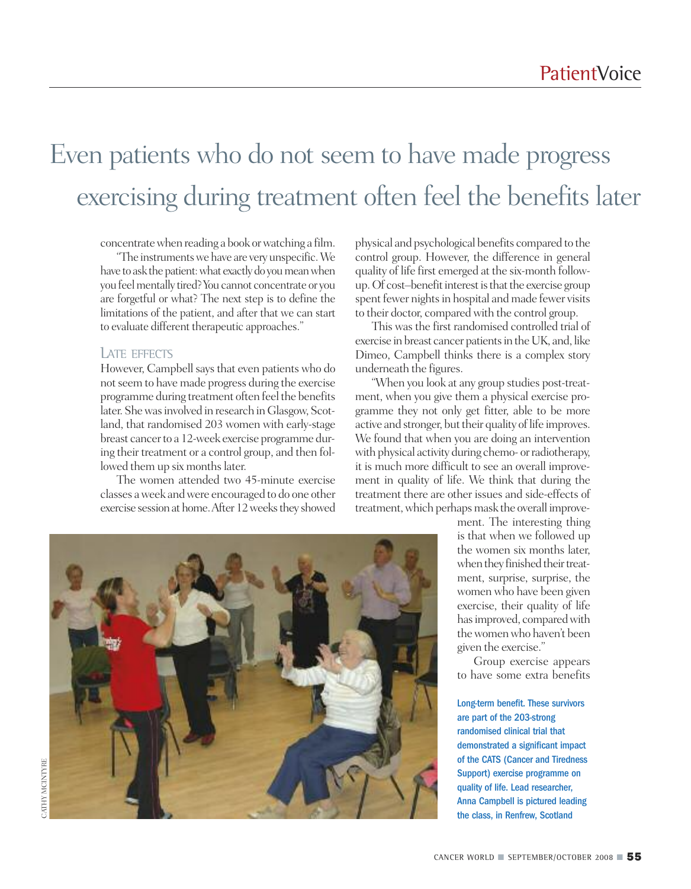# Even patients who do not seem to have made progress exercising during treatment often feel the benefits later

concentrate when reading a book or watching a film.

"The instruments we have are very unspecific. We have to ask the patient: what exactly do you mean when you feel mentally tired? You cannot concentrate or you are forgetful or what? The next step is to define the limitations of the patient, and after that we can start to evaluate different therapeutic approaches."

## Late effects

However, Campbell says that even patients who do not seem to have made progress during the exercise programme during treatment often feel the benefits later. She was involved in research in Glasgow, Scotland, that randomised 203 women with early-stage breast cancer to a 12-week exercise programme during their treatment or a control group, and then followed them up six months later.

The women attended two 45-minute exercise classes a week and were encouraged to do one other exercise session at home. After 12 weeks they showed physical and psychological benefits compared to the control group. However, the difference in general quality of life first emerged at the six-month follow-up. Of cost–benefit interest is that the exercise group spent fewer nights in hospital and made fewer visits to their doctor, compared with the control group.

This was the first randomised controlled trial of exercise in breast cancer patients in the UK, and, like Dimeo, Campbell thinks there is a complex story underneath the figures.

"When you look at any group studies post-treatment, when you give them a physical exercise programme they not only get fitter, able to be more active and stronger, but their quality of life improves. We found that when you are doing an intervention with physical activity during chemo- or radiotherapy, it is much more difficult to see an overall improvement in quality of life. We think that during the treatment there are other issues and side-effects of treatment, which perhaps mask the overall improvement. The interesting thing is that when we followed up the women six months later, when they finished their treatment, surprise, surprise, the women who have been given exercise, their quality of life has improved, compared with the women who haven't been given the exercise."

Group exercise appears to have some extra benefits

CATHY MCINTYRE

**Long-term benefit. These survivors are part of the 203-strong randomised clinical trial that demonstrated a significant impact of the CATS (Cancer and Tiredness Support) exercise programme on quality of life. Lead researcher, Anna Campbell is pictured leading the class, in Renfrew, Scotland**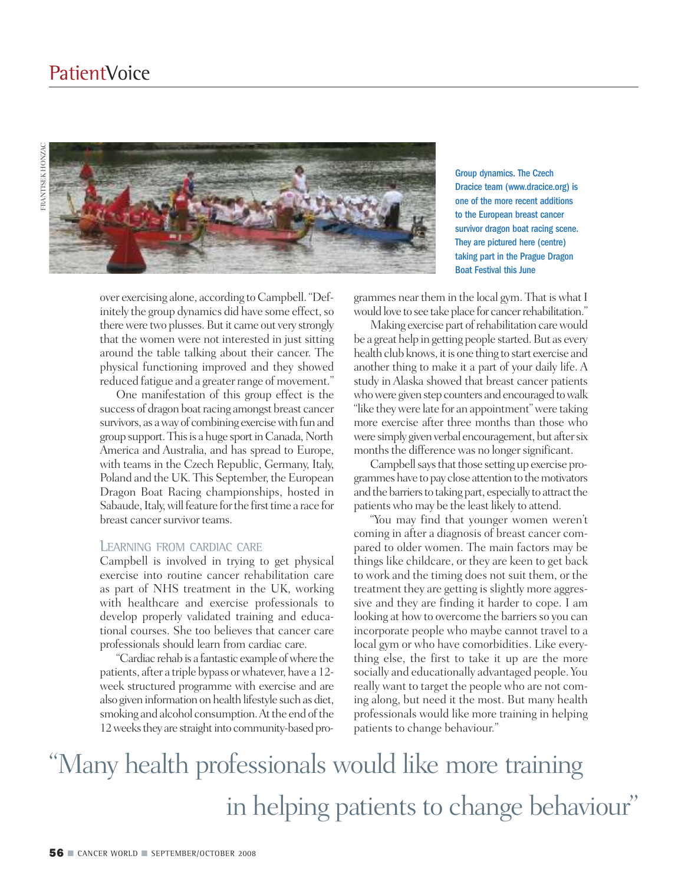Group dynamics. The Czech Dracice team (www.dracice.org) is one of the more recent additions to the European breast cancer survivor dragon boat racing scene. They are pictured here (centre) taking part in the Prague Dragon Boat Festival this June

over exercising alone, according to Campbell. "Definitely the group dynamics did have some effect, so there were two plusses. But it came out very strongly that the women were not interested in just sitting around the table talking about their cancer. The physical functioning improved and they showed reduced fatigue and a greater range of movement."

One manifestation of this group effect is the success of dragon boat racing amongst breast cancer survivors, as a way of combining exercise with fun and group support. This is a huge sport in Canada, North America and Australia, and has spread to Europe, with teams in the Czech Republic, Germany, Italy, Poland and the UK. This September, the European Dragon Boat Racing championships, hosted in Sabaude, Italy, will feature for the first time a race for breast cancer survivor teams.

## Learning from cardiac care

Campbell is involved in trying to get physical exercise into routine cancer rehabilitation care as part of NHS treatment in the UK, working with healthcare and exercise professionals to develop properly validated training and educational courses. She too believes that cancer care professionals should learn from cardiac care.

"Cardiac rehab is a fantastic example of where the patients, after a triple bypass or whatever, have a 12-week structured programme with exercise and are also given information on health lifestyle such as diet, smoking and alcohol consumption. At the end of the 12 weeks they are straight into community-based programmes near them in the local gym. That is what I would love to see take place for cancer rehabilitation."

Making exercise part of rehabilitation care would be a great help in getting people started. But as every health club knows, it is one thing to start exercise and another thing to make it a part of your daily life. A study in Alaska showed that breast cancer patients who were given step counters and encouraged to walk "like they were late for an appointment" were taking more exercise after three months than those who were simply given verbal encouragement, but after six months the difference was no longer significant.

Campbell says that those setting up exercise programmes have to pay close attention to the motivators and the barriers to taking part, especially to attract the patients who may be the least likely to attend.

"You may find that younger women weren't coming in after a diagnosis of breast cancer compared to older women. The main factors may be things like childcare, or they are keen to get back to work and the timing does not suit them, or the treatment they are getting is slightly more aggressive and they are finding it harder to cope. I am looking at how to overcome the barriers so you can incorporate people who maybe cannot travel to a local gym or who have comorbidities. Like everything else, the first to take it up are the more socially and educationally advantaged people. You really want to target the people who are not coming along, but need it the most. But many health professionals would like more training in helping patients to change behaviour."

"Many health professionals would like more training in helping patients to change behaviour"